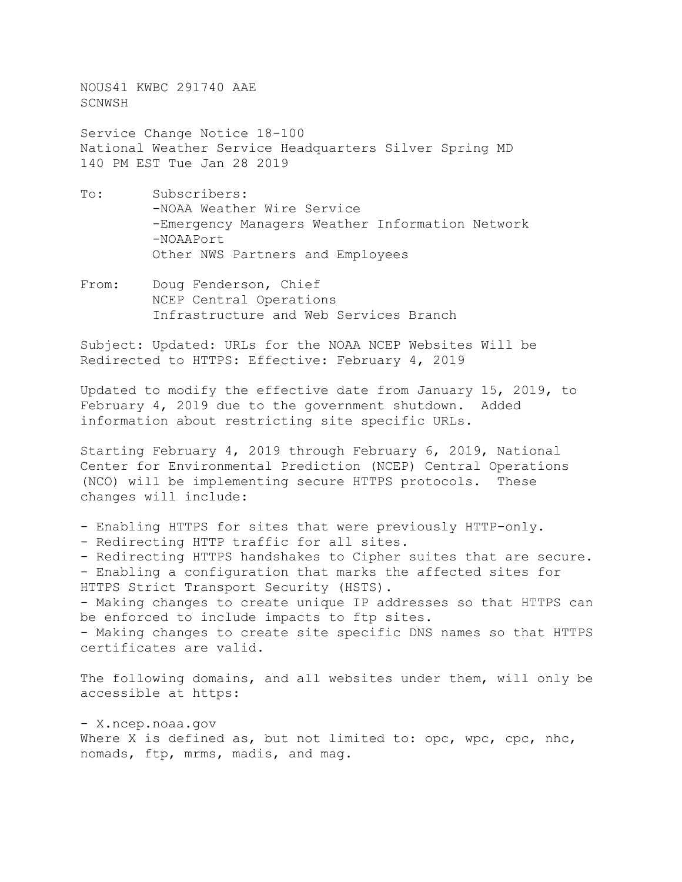NOUS41 KWBC 291740 AAE
SCNWSH

Service Change Notice 18-100
National Weather Service Headquarters Silver Spring MD
140 PM EST Tue Jan 28 2019

To: Subscribers:
-NOAA Weather Wire Service
-Emergency Managers Weather Information Network
-NOAAPort
Other NWS Partners and Employees

From: Doug Fenderson, Chief
NCEP Central Operations
Infrastructure and Web Services Branch

Subject: Updated: URLs for the NOAA NCEP Websites Will be Redirected to HTTPS: Effective: February 4, 2019

Updated to modify the effective date from January 15, 2019, to February 4, 2019 due to the government shutdown. Added information about restricting site specific URLs.

Starting February 4, 2019 through February 6, 2019, National Center for Environmental Prediction (NCEP) Central Operations (NCO) will be implementing secure HTTPS protocols. These changes will include:

- Enabling HTTPS for sites that were previously HTTP-only.
- Redirecting HTTP traffic for all sites.
- Redirecting HTTPS handshakes to Cipher suites that are secure.
- Enabling a configuration that marks the affected sites for HTTPS Strict Transport Security (HSTS).
- Making changes to create unique IP addresses so that HTTPS can be enforced to include impacts to ftp sites.
- Making changes to create site specific DNS names so that HTTPS certificates are valid.

The following domains, and all websites under them, will only be accessible at https:

- X.ncep.noaa.gov

Where X is defined as, but not limited to: opc, wpc, cpc, nhc, nomads, ftp, mrms, madis, and mag.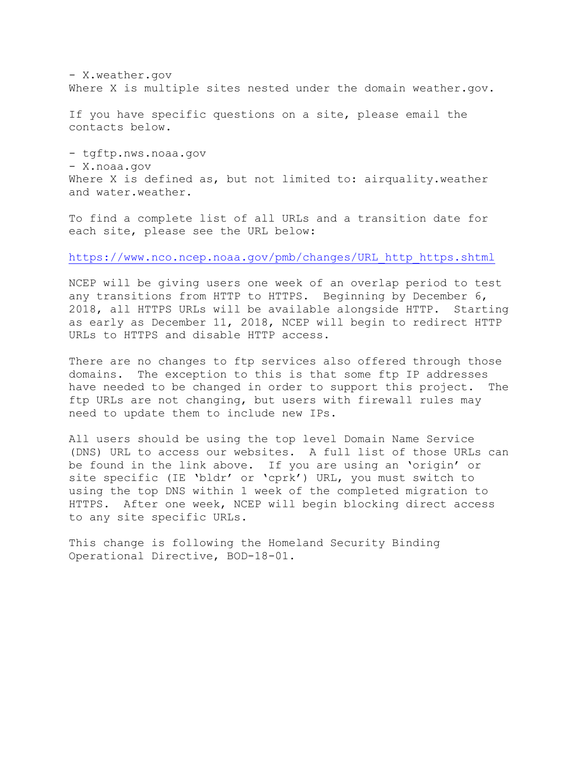- X.weather.gov

Where X is multiple sites nested under the domain weather.gov.

If you have specific questions on a site, please email the contacts below.

- tgftp.nws.noaa.gov
- X.noaa.gov

Where X is defined as, but not limited to: airquality.weather and water.weather.

To find a complete list of all URLs and a transition date for each site, please see the URL below:

https://www.nco.ncep.noaa.gov/pmb/changes/URL_http_https.shtml

NCEP will be giving users one week of an overlap period to test any transitions from HTTP to HTTPS. Beginning by December 6, 2018, all HTTPS URLs will be available alongside HTTP. Starting as early as December 11, 2018, NCEP will begin to redirect HTTP URLs to HTTPS and disable HTTP access.

There are no changes to ftp services also offered through those domains. The exception to this is that some ftp IP addresses have needed to be changed in order to support this project. The ftp URLs are not changing, but users with firewall rules may need to update them to include new IPs.

All users should be using the top level Domain Name Service (DNS) URL to access our websites. A full list of those URLs can be found in the link above. If you are using an 'origin' or site specific (IE 'bldr' or 'cprk') URL, you must switch to using the top DNS within 1 week of the completed migration to HTTPS. After one week, NCEP will begin blocking direct access to any site specific URLs.

This change is following the Homeland Security Binding Operational Directive, BOD-18-01.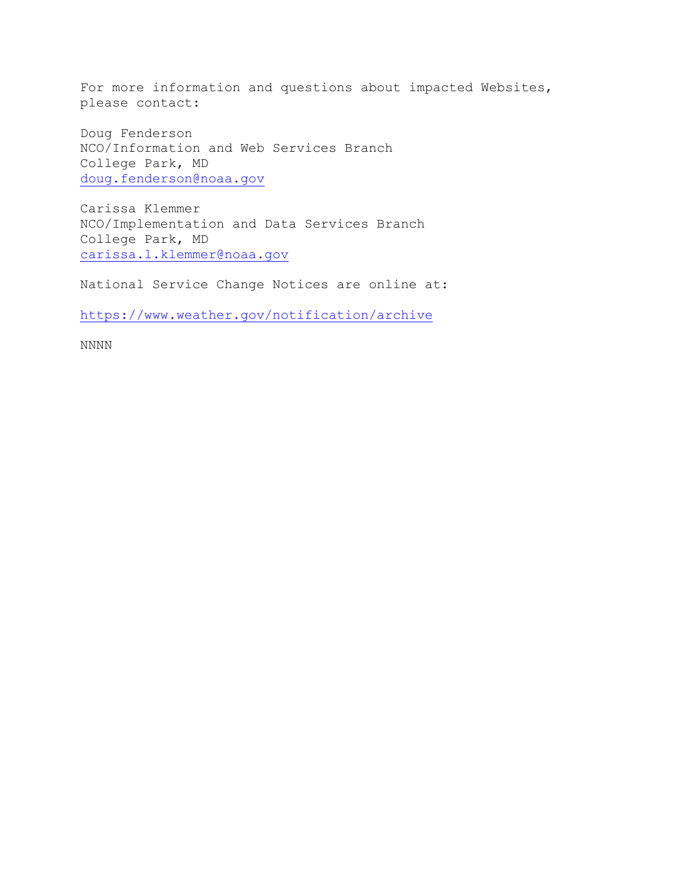For more information and questions about impacted Websites, please contact:

Doug Fenderson
NCO/Information and Web Services Branch
College Park, MD
doug.fenderson@noaa.gov

Carissa Klemmer
NCO/Implementation and Data Services Branch
College Park, MD
carissa.l.klemmer@noaa.gov

National Service Change Notices are online at:

https://www.weather.gov/notification/archive

NNNN